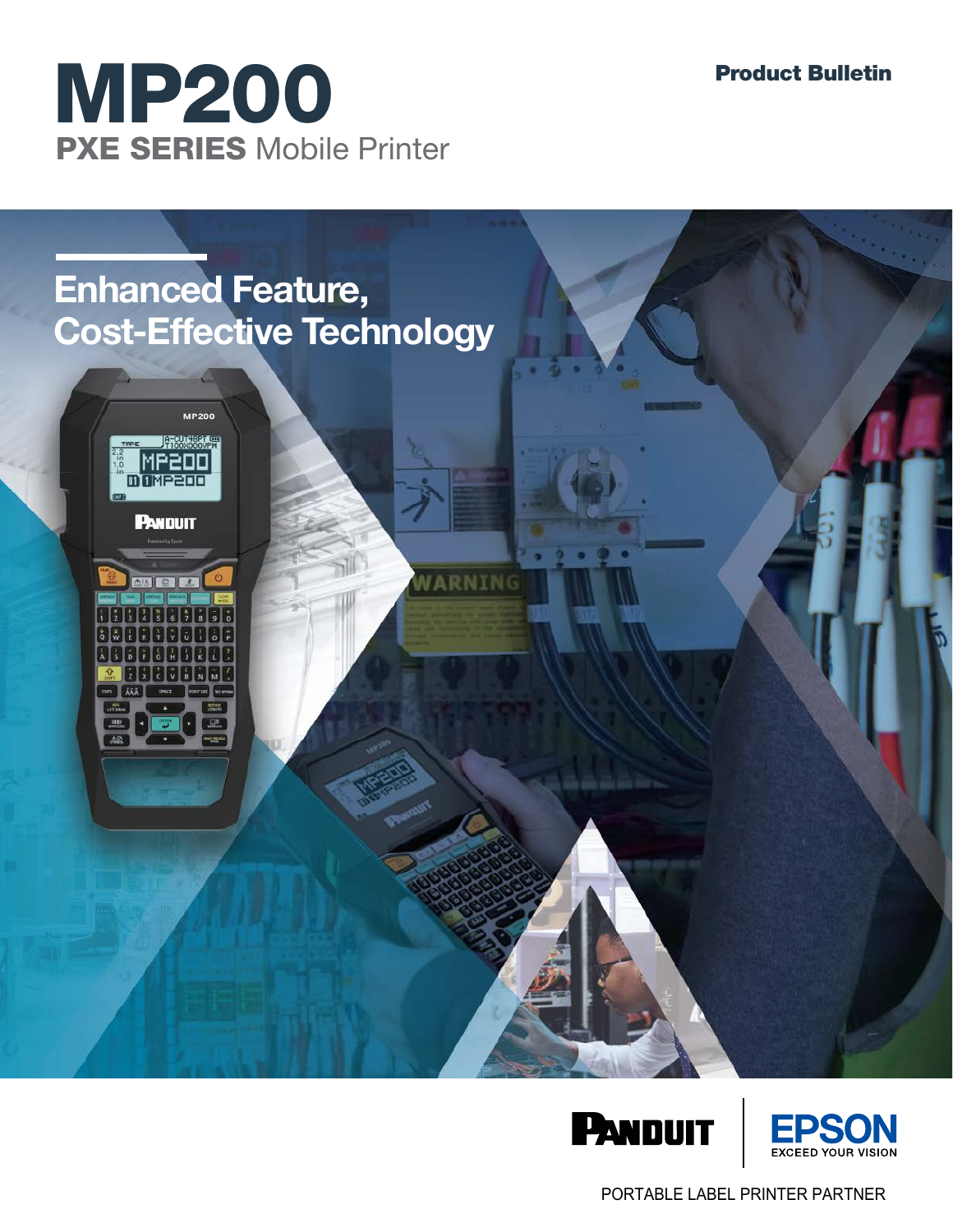# MP200

## PXE SERIES Mobile Printer

**Product Bulletin**

## Enhanced Feature, Cost-Effective Technology

PANDUIT | EPSON EXCEED YOUR VISION

PORTABLE LABEL PRINTER PARTNER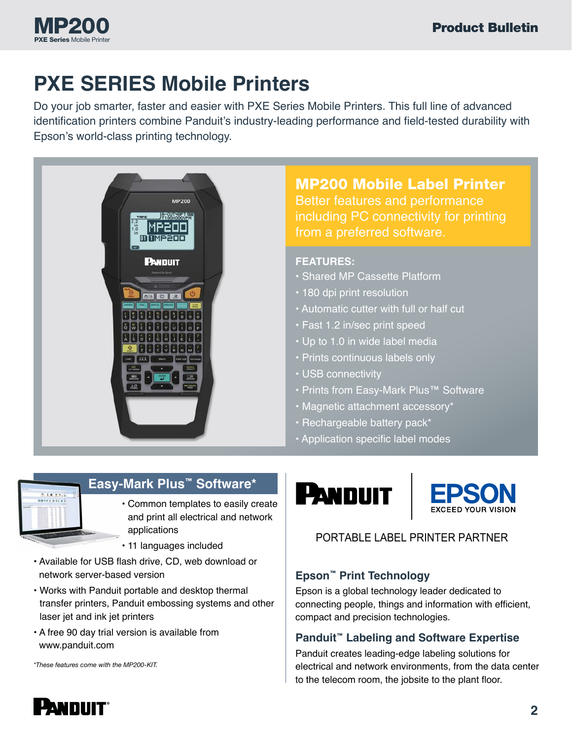# PXE SERIES Mobile Printers

Do your job smarter, faster and easier with PXE Series Mobile Printers. This full line of advanced identification printers combine Panduit's industry-leading performance and field-tested durability with Epson's world-class printing technology.

## MP200 Mobile Label Printer

Better features and performance including PC connectivity for printing from a preferred software.

**FEATURES:**

- Shared MP Cassette Platform
- 180 dpi print resolution
- Automatic cutter with full or half cut
- Fast 1.2 in/sec print speed
- Up to 1.0 in wide label media
- Prints continuous labels only
- USB connectivity
- Prints from Easy-Mark Plus™ Software
- Magnetic attachment accessory*
- Rechargeable battery pack*
- Application specific label modes

## Easy-Mark Plus™ Software*

- Common templates to easily create and print all electrical and network applications
- 11 languages included
- Available for USB flash drive, CD, web download or network server-based version
- Works with Panduit portable and desktop thermal transfer printers, Panduit embossing systems and other laser jet and ink jet printers
- A free 90 day trial version is available from www.panduit.com

*\*These features come with the MP200-KIT.*

PANDUIT | EPSON EXCEED YOUR VISION

PORTABLE LABEL PRINTER PARTNER

### Epson™ Print Technology

Epson is a global technology leader dedicated to connecting people, things and information with efficient, compact and precision technologies.

### Panduit™ Labeling and Software Expertise

Panduit creates leading-edge labeling solutions for electrical and network environments, from the data center to the telecom room, the jobsite to the plant floor.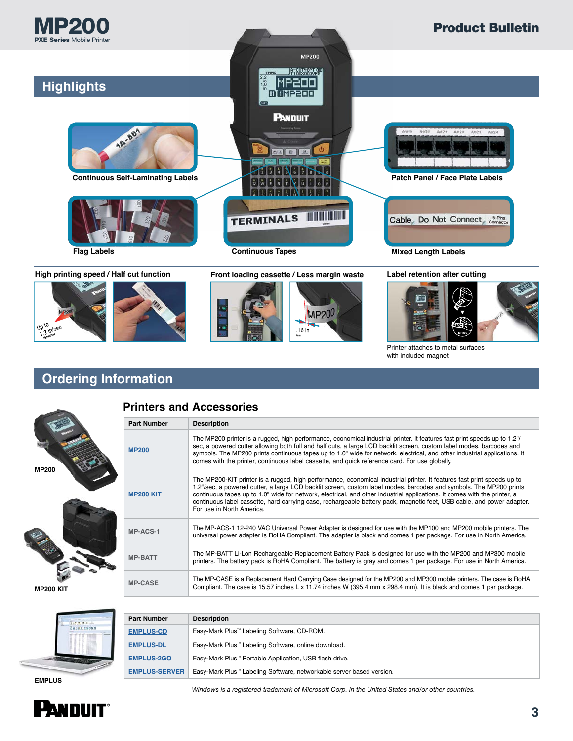# MP200

**PXE Series** Mobile Printer

## Product Bulletin

## Highlights

Continuous Self-Laminating Labels

Patch Panel / Face Plate Labels

Flag Labels

Continuous Tapes

Mixed Length Labels

High printing speed / Half cut function

Front loading cassette / Less margin waste

Label retention after cutting

Printer attaches to metal surfaces with included magnet

## Ordering Information

### Printers and Accessories

MP200

MP200 KIT

| Part Number | Description |
|---|---|
| MP200 | The MP200 printer is a rugged, high performance, economical industrial printer. It features fast print speeds up to 1.2"/sec, a powered cutter allowing both full and half cuts, a large LCD backlit screen, custom label modes, barcodes and symbols. The MP200 prints continuous tapes up to 1.0" wide for network, electrical, and other industrial applications. It comes with the printer, continuous label cassette, and quick reference card. For use globally. |
| MP200 KIT | The MP200-KIT printer is a rugged, high performance, economical industrial printer. It features fast print speeds up to 1.2"/sec, a powered cutter, a large LCD backlit screen, custom label modes, barcodes and symbols. The MP200 prints continuous tapes up to 1.0" wide for network, electrical, and other industrial applications. It comes with the printer, a continuous label cassette, hard carrying case, rechargeable battery pack, magnetic feet, USB cable, and power adapter. For use in North America. |
| MP-ACS-1 | The MP-ACS-1 12-240 VAC Universal Power Adapter is designed for use with the MP100 and MP200 mobile printers. The universal power adapter is RoHA Compliant. The adapter is black and comes 1 per package. For use in North America. |
| MP-BATT | The MP-BATT Li-Lon Rechargeable Replacement Battery Pack is designed for use with the MP200 and MP300 mobile printers. The battery pack is RoHA Compliant. The battery is gray and comes 1 per package. For use in North America. |
| MP-CASE | The MP-CASE is a Replacement Hard Carrying Case designed for the MP200 and MP300 mobile printers. The case is RoHA Compliant. The case is 15.57 inches L x 11.74 inches W (395.4 mm x 298.4 mm). It is black and comes 1 per package. |

EMPLUS

| Part Number | Description |
|---|---|
| EMPLUS-CD | Easy-Mark Plus™ Labeling Software, CD-ROM. |
| EMPLUS-DL | Easy-Mark Plus™ Labeling Software, online download. |
| EMPLUS-2GO | Easy-Mark Plus™ Portable Application, USB flash drive. |
| EMPLUS-SERVER | Easy-Mark Plus™ Labeling Software, networkable server based version. |

*Windows is a registered trademark of Microsoft Corp. in the United States and/or other countries.*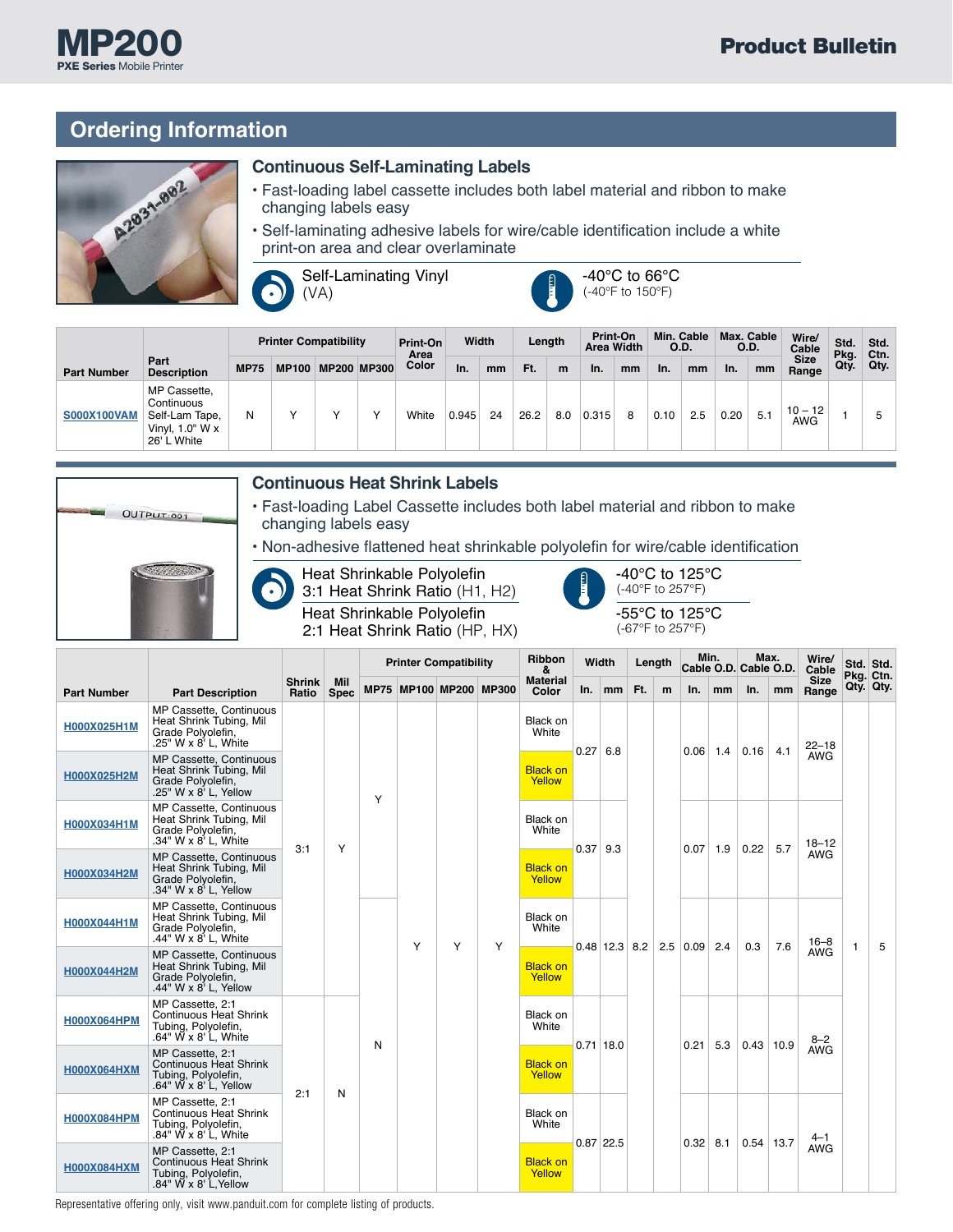## Ordering Information

### Continuous Self-Laminating Labels

- Fast-loading label cassette includes both label material and ribbon to make changing labels easy
- Self-laminating adhesive labels for wire/cable identification include a white print-on area and clear overlaminate

Self-Laminating Vinyl (VA)

-40°C to 66°C (-40°F to 150°F)

| Part Number | Part Description | Printer Compatibility | | | | Print-On Area Color | Width | | Length | | Print-On Area Width | | Min. Cable O.D. | | Max. Cable O.D. | | Wire/ Cable Size Range | Std. Pkg. Qty. | Std. Ctn. Qty. |
|---|---|---|---|---|---|---|---|---|---|---|---|---|---|---|---|---|---|---|---|
| | | MP75 | MP100 | MP200 | MP300 | | In. | mm | Ft. | m | In. | mm | In. | mm | In. | mm | | | |
| S000X100VAM | MP Cassette, Continuous Self-Lam Tape, Vinyl, 1.0" W x 26' L White | N | Y | Y | Y | White | 0.945 | 24 | 26.2 | 8.0 | 0.315 | 8 | 0.10 | 2.5 | 0.20 | 5.1 | 10 – 12 AWG | 1 | 5 |

### Continuous Heat Shrink Labels

- Fast-loading Label Cassette includes both label material and ribbon to make changing labels easy
- Non-adhesive flattened heat shrinkable polyolefin for wire/cable identification

Heat Shrinkable Polyolefin 3:1 Heat Shrink Ratio (H1, H2) — -40°C to 125°C (-40°F to 257°F)

Heat Shrinkable Polyolefin 2:1 Heat Shrink Ratio (HP, HX) — -55°C to 125°C (-67°F to 257°F)

| Part Number | Part Description | Shrink Ratio | Mil Spec | Printer Compatibility | | | | Ribbon & Material Color | Width | | Length | | Min. Cable O.D. | | Max. Cable O.D. | | Wire/ Cable Size Range | Std. Pkg. Qty. | Std. Ctn. Qty. |
|---|---|---|---|---|---|---|---|---|---|---|---|---|---|---|---|---|---|---|---|
| | | | | MP75 | MP100 | MP200 | MP300 | | In. | mm | Ft. | m | In. | mm | In. | mm | | | |
| H000X025H1M | MP Cassette, Continuous Heat Shrink Tubing, Mil Grade Polyolefin, .25" W x 8' L, White | 3:1 | Y | Y | Y | Y | Y | Black on White | 0.27 | 6.8 | 8.2 | 2.5 | 0.06 | 1.4 | 0.16 | 4.1 | 22–18 AWG | 1 | 5 |
| H000X025H2M | MP Cassette, Continuous Heat Shrink Tubing, Mil Grade Polyolefin, .25" W x 8' L, Yellow | 3:1 | Y | Y | Y | Y | Y | Black on Yellow | 0.27 | 6.8 | 8.2 | 2.5 | 0.06 | 1.4 | 0.16 | 4.1 | 22–18 AWG | 1 | 5 |
| H000X034H1M | MP Cassette, Continuous Heat Shrink Tubing, Mil Grade Polyolefin, .34" W x 8' L, White | 3:1 | Y | Y | Y | Y | Y | Black on White | 0.37 | 9.3 | 8.2 | 2.5 | 0.07 | 1.9 | 0.22 | 5.7 | 18–12 AWG | 1 | 5 |
| H000X034H2M | MP Cassette, Continuous Heat Shrink Tubing, Mil Grade Polyolefin, .34" W x 8' L, Yellow | 3:1 | Y | Y | Y | Y | Y | Black on Yellow | 0.37 | 9.3 | 8.2 | 2.5 | 0.07 | 1.9 | 0.22 | 5.7 | 18–12 AWG | 1 | 5 |
| H000X044H1M | MP Cassette, Continuous Heat Shrink Tubing, Mil Grade Polyolefin, .44" W x 8' L, White | 3:1 | Y | N | Y | Y | Y | Black on White | 0.48 | 12.3 | 8.2 | 2.5 | 0.09 | 2.4 | 0.3 | 7.6 | 16–8 AWG | 1 | 5 |
| H000X044H2M | MP Cassette, Continuous Heat Shrink Tubing, Mil Grade Polyolefin, .44" W x 8' L, Yellow | 3:1 | Y | N | Y | Y | Y | Black on Yellow | 0.48 | 12.3 | 8.2 | 2.5 | 0.09 | 2.4 | 0.3 | 7.6 | 16–8 AWG | 1 | 5 |
| H000X064HPM | MP Cassette, 2:1 Continuous Heat Shrink Tubing, Polyolefin, .64" W x 8' L, White | 2:1 | N | N | Y | Y | Y | Black on White | 0.71 | 18.0 | 8.2 | 2.5 | 0.21 | 5.3 | 0.43 | 10.9 | 8–2 AWG | 1 | 5 |
| H000X064HXM | MP Cassette, 2:1 Continuous Heat Shrink Tubing, Polyolefin, .64" W x 8' L, Yellow | 2:1 | N | N | Y | Y | Y | Black on Yellow | 0.71 | 18.0 | 8.2 | 2.5 | 0.21 | 5.3 | 0.43 | 10.9 | 8–2 AWG | 1 | 5 |
| H000X084HPM | MP Cassette, 2:1 Continuous Heat Shrink Tubing, Polyolefin, .84" W x 8' L, White | 2:1 | N | N | Y | Y | Y | Black on White | 0.87 | 22.5 | 8.2 | 2.5 | 0.32 | 8.1 | 0.54 | 13.7 | 4–1 AWG | 1 | 5 |
| H000X084HXM | MP Cassette, 2:1 Continuous Heat Shrink Tubing, Polyolefin, .84" W x 8' L,Yellow | 2:1 | N | N | Y | Y | Y | Black on Yellow | 0.87 | 22.5 | 8.2 | 2.5 | 0.32 | 8.1 | 0.54 | 13.7 | 4–1 AWG | 1 | 5 |

Representative offering only, visit www.panduit.com for complete listing of products.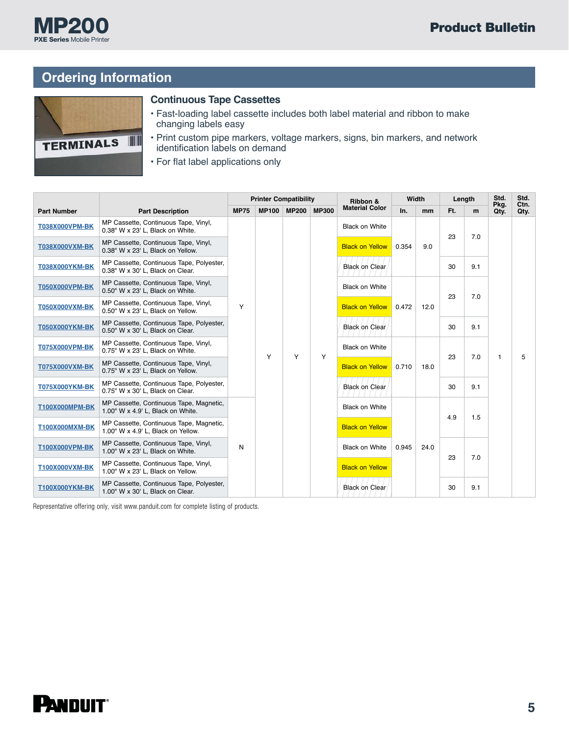## Ordering Information

### Continuous Tape Cassettes

- Fast-loading label cassette includes both label material and ribbon to make changing labels easy
- Print custom pipe markers, voltage markers, signs, bin markers, and network identification labels on demand
- For flat label applications only

| Part Number | Part Description | Printer Compatibility | | | | Ribbon & Material Color | Width | | Length | | Std. Pkg. Qty. | Std. Ctn. Qty. |
|---|---|---|---|---|---|---|---|---|---|---|---|---|
| | | MP75 | MP100 | MP200 | MP300 | | In. | mm | Ft. | m | | |
| T038X000VPM-BK | MP Cassette, Continuous Tape, Vinyl, 0.38" W x 23' L, Black on White. | Y | Y | Y | Y | Black on White | 0.354 | 9.0 | 23 | 7.0 | 1 | 5 |
| T038X000VXM-BK | MP Cassette, Continuous Tape, Vinyl, 0.38" W x 23' L, Black on Yellow. | Y | Y | Y | Y | Black on Yellow | 0.354 | 9.0 | 23 | 7.0 | 1 | 5 |
| T038X000YKM-BK | MP Cassette, Continuous Tape, Polyester, 0.38" W x 30' L, Black on Clear. | Y | Y | Y | Y | Black on Clear | 0.354 | 9.0 | 30 | 9.1 | 1 | 5 |
| T050X000VPM-BK | MP Cassette, Continuous Tape, Vinyl, 0.50" W x 23' L, Black on White. | Y | Y | Y | Y | Black on White | 0.472 | 12.0 | 23 | 7.0 | 1 | 5 |
| T050X000VXM-BK | MP Cassette, Continuous Tape, Vinyl, 0.50" W x 23' L, Black on Yellow. | Y | Y | Y | Y | Black on Yellow | 0.472 | 12.0 | 23 | 7.0 | 1 | 5 |
| T050X000YKM-BK | MP Cassette, Continuous Tape, Polyester, 0.50" W x 30' L, Black on Clear. | Y | Y | Y | Y | Black on Clear | 0.472 | 12.0 | 30 | 9.1 | 1 | 5 |
| T075X000VPM-BK | MP Cassette, Continuous Tape, Vinyl, 0.75" W x 23' L, Black on White. | Y | Y | Y | Y | Black on White | 0.710 | 18.0 | 23 | 7.0 | 1 | 5 |
| T075X000VXM-BK | MP Cassette, Continuous Tape, Vinyl, 0.75" W x 23' L, Black on Yellow. | Y | Y | Y | Y | Black on Yellow | 0.710 | 18.0 | 23 | 7.0 | 1 | 5 |
| T075X000YKM-BK | MP Cassette, Continuous Tape, Polyester, 0.75" W x 30' L, Black on Clear. | Y | Y | Y | Y | Black on Clear | 0.710 | 18.0 | 30 | 9.1 | 1 | 5 |
| T100X000MPM-BK | MP Cassette, Continuous Tape, Magnetic, 1.00" W x 4.9' L, Black on White. | N | Y | Y | Y | Black on White | 0.945 | 24.0 | 4.9 | 1.5 | 1 | 5 |
| T100X000MXM-BK | MP Cassette, Continuous Tape, Magnetic, 1.00" W x 4.9' L, Black on Yellow. | N | Y | Y | Y | Black on Yellow | 0.945 | 24.0 | 4.9 | 1.5 | 1 | 5 |
| T100X000VPM-BK | MP Cassette, Continuous Tape, Vinyl, 1.00" W x 23' L, Black on White. | N | Y | Y | Y | Black on White | 0.945 | 24.0 | 23 | 7.0 | 1 | 5 |
| T100X000VXM-BK | MP Cassette, Continuous Tape, Vinyl, 1.00" W x 23' L, Black on Yellow. | N | Y | Y | Y | Black on Yellow | 0.945 | 24.0 | 23 | 7.0 | 1 | 5 |
| T100X000YKM-BK | MP Cassette, Continuous Tape, Polyester, 1.00" W x 30' L, Black on Clear. | N | Y | Y | Y | Black on Clear | 0.945 | 24.0 | 30 | 9.1 | 1 | 5 |

Representative offering only, visit www.panduit.com for complete listing of products.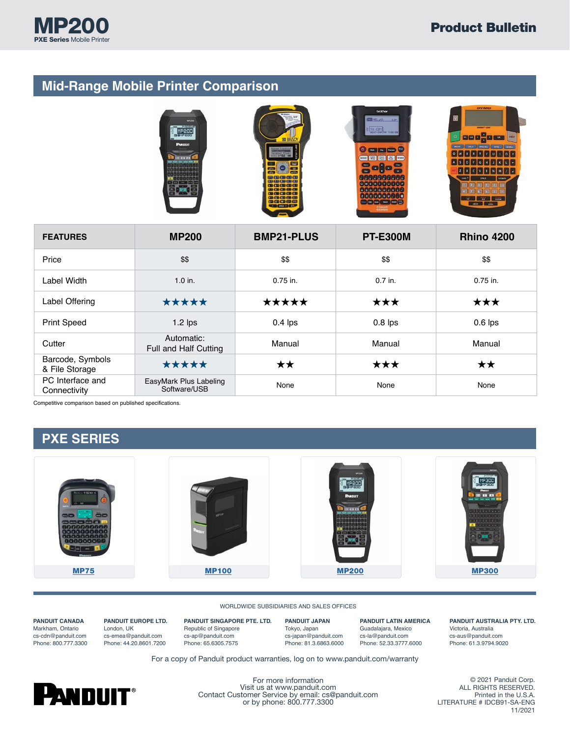## Mid-Range Mobile Printer Comparison

| FEATURES | MP200 | BMP21-PLUS | PT-E300M | Rhino 4200 |
|---|---|---|---|---|
| Price | $$ | $$ | $$ | $$ |
| Label Width | 1.0 in. | 0.75 in. | 0.7 in. | 0.75 in. |
| Label Offering | ★★★★★ | ★★★★★ | ★★★ | ★★★ |
| Print Speed | 1.2 ips | 0.4 ips | 0.8 ips | 0.6 ips |
| Cutter | Automatic: Full and Half Cutting | Manual | Manual | Manual |
| Barcode, Symbols & File Storage | ★★★★★ | ★★ | ★★★ | ★★ |
| PC Interface and Connectivity | EasyMark Plus Labeling Software/USB | None | None | None |

Competitive comparison based on published specifications.

## PXE SERIES

MP75

MP100

MP200

MP300

WORLDWIDE SUBSIDIARIES AND SALES OFFICES

**PANDUIT CANADA**
Markham, Ontario
cs-cdn@panduit.com
Phone: 800.777.3300

**PANDUIT EUROPE LTD.**
London, UK
cs-emea@panduit.com
Phone: 44.20.8601.7200

**PANDUIT SINGAPORE PTE. LTD.**
Republic of Singapore
cs-ap@panduit.com
Phone: 65.6305.7575

**PANDUIT JAPAN**
Tokyo, Japan
cs-japan@panduit.com
Phone: 81.3.6863.6000

**PANDUIT LATIN AMERICA**
Guadalajara, Mexico
cs-la@panduit.com
Phone: 52.33.3777.6000

**PANDUIT AUSTRALIA PTY. LTD.**
Victoria, Australia
cs-aus@panduit.com
Phone: 61.3.9794.9020

For a copy of Panduit product warranties, log on to www.panduit.com/warranty

PANDUIT®

For more information
Visit us at www.panduit.com
Contact Customer Service by email: cs@panduit.com
or by phone: 800.777.3300

© 2021 Panduit Corp.
ALL RIGHTS RESERVED.
Printed in the U.S.A.
LITERATURE # IDCB91-SA-ENG
11/2021